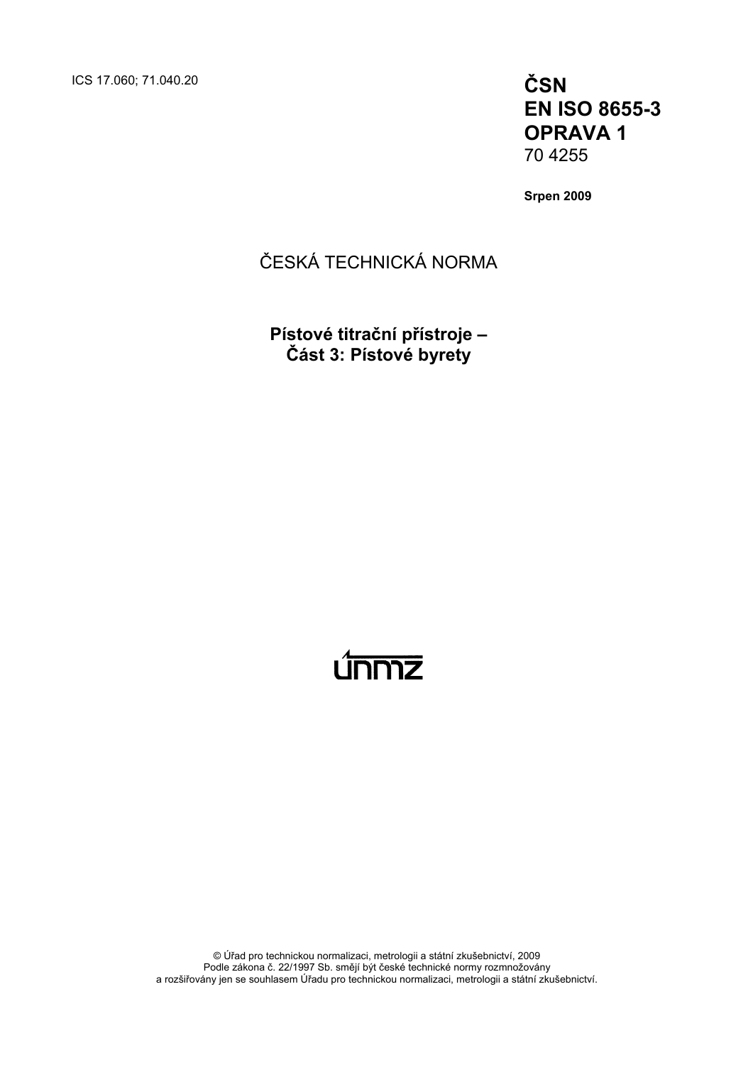ICS 17.060; 71.040.20

**ČSN**
**EN ISO 8655-3**
**OPRAVA 1**
70 4255

**Srpen 2009**

ČESKÁ TECHNICKÁ NORMA

**Pístové titrační přístroje –**
**Část 3: Pístové byrety**

únmz

© Úřad pro technickou normalizaci, metrologii a státní zkušebnictví, 2009
Podle zákona č. 22/1997 Sb. smějí být české technické normy rozmnožovány
a rozšiřovány jen se souhlasem Úřadu pro technickou normalizaci, metrologii a státní zkušebnictví.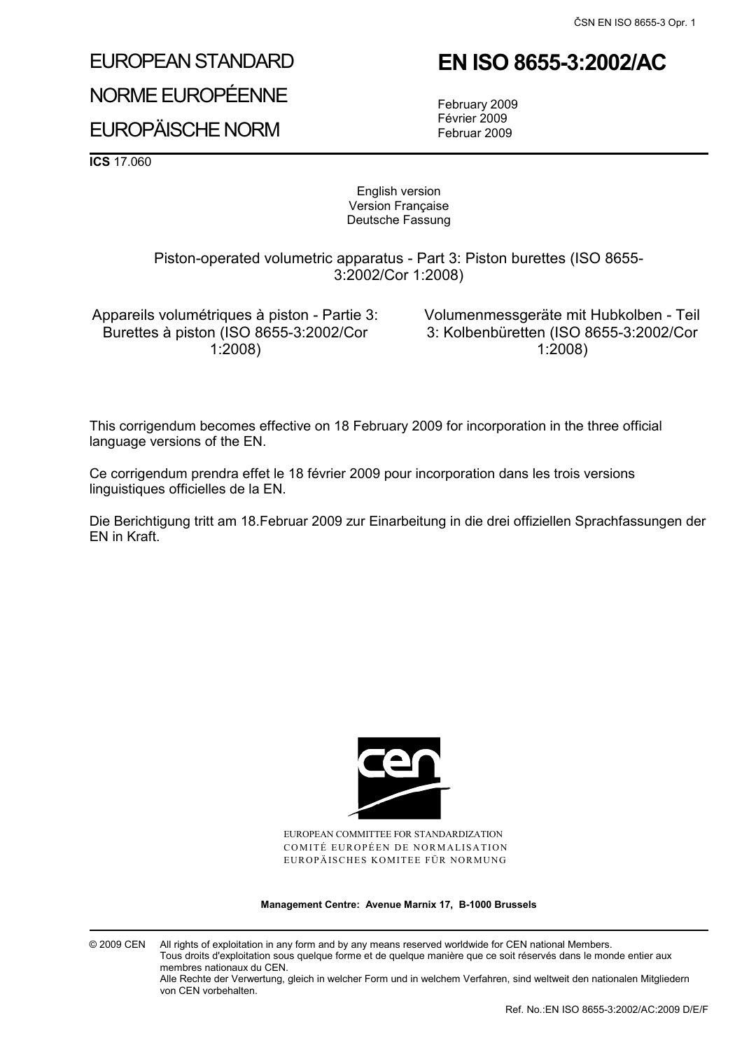# EUROPEAN STANDARD

# NORME EUROPÉENNE

# EUROPÄISCHE NORM

# EN ISO 8655-3:2002/AC

February 2009
Février 2009
Februar 2009

**ICS** 17.060

English version
Version Française
Deutsche Fassung

Piston-operated volumetric apparatus - Part 3: Piston burettes (ISO 8655-3:2002/Cor 1:2008)

Appareils volumétriques à piston - Partie 3: Burettes à piston (ISO 8655-3:2002/Cor 1:2008)

Volumenmessgeräte mit Hubkolben - Teil 3: Kolbenbüretten (ISO 8655-3:2002/Cor 1:2008)

This corrigendum becomes effective on 18 February 2009 for incorporation in the three official language versions of the EN.

Ce corrigendum prendra effet le 18 février 2009 pour incorporation dans les trois versions linguistiques officielles de la EN.

Die Berichtigung tritt am 18.Februar 2009 zur Einarbeitung in die drei offiziellen Sprachfassungen der EN in Kraft.

EUROPEAN COMMITTEE FOR STANDARDIZATION
COMITÉ EUROPÉEN DE NORMALISATION
EUROPÄISCHES KOMITEE FÜR NORMUNG

**Management Centre: Avenue Marnix 17, B-1000 Brussels**

© 2009 CEN All rights of exploitation in any form and by any means reserved worldwide for CEN national Members.
Tous droits d'exploitation sous quelque forme et de quelque manière que ce soit réservés dans le monde entier aux membres nationaux du CEN.
Alle Rechte der Verwertung, gleich in welcher Form und in welchem Verfahren, sind weltweit den nationalen Mitgliedern von CEN vorbehalten.

Ref. No.:EN ISO 8655-3:2002/AC:2009 D/E/F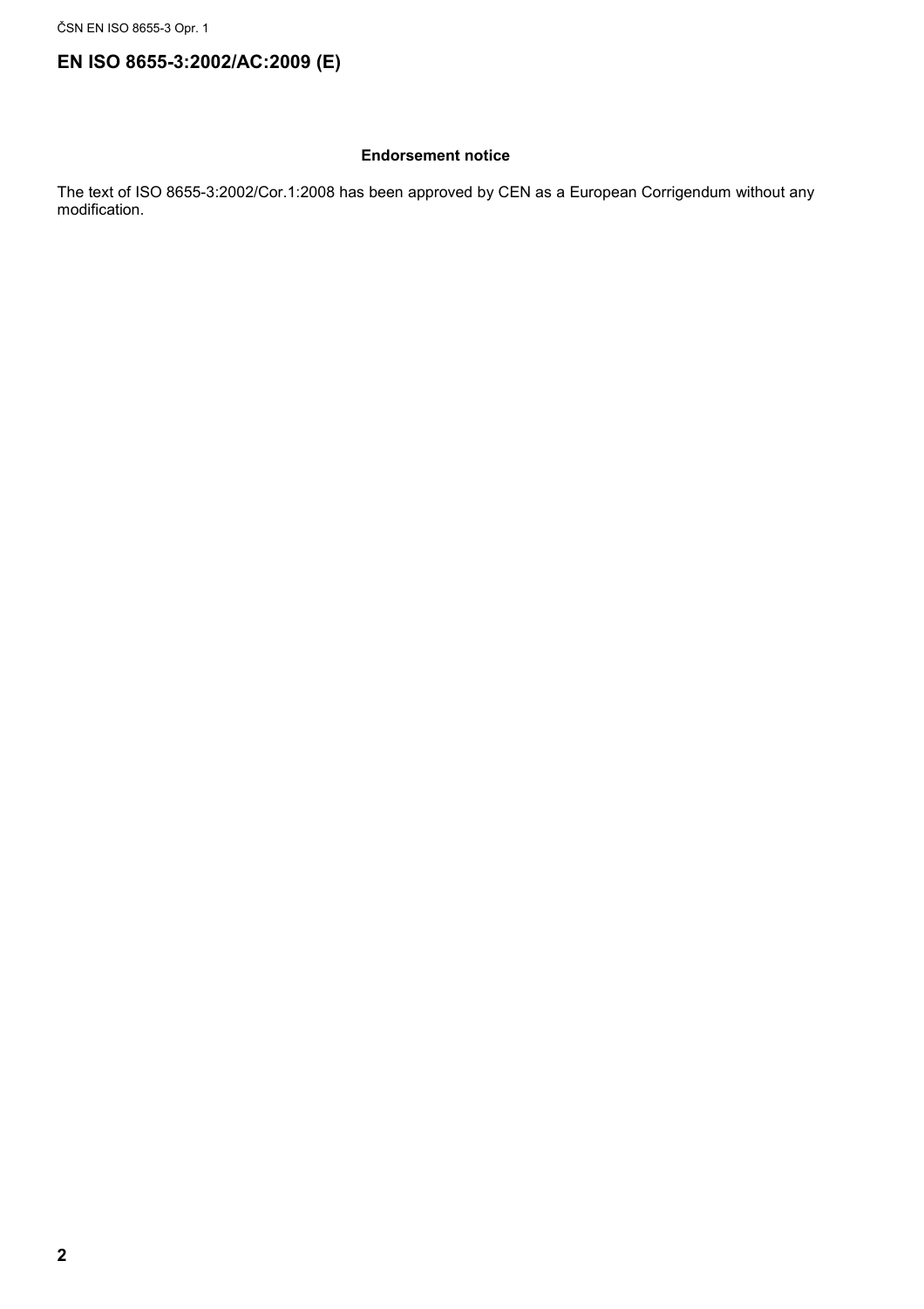## EN ISO 8655-3:2002/AC:2009 (E)

### Endorsement notice

The text of ISO 8655-3:2002/Cor.1:2008 has been approved by CEN as a European Corrigendum without any modification.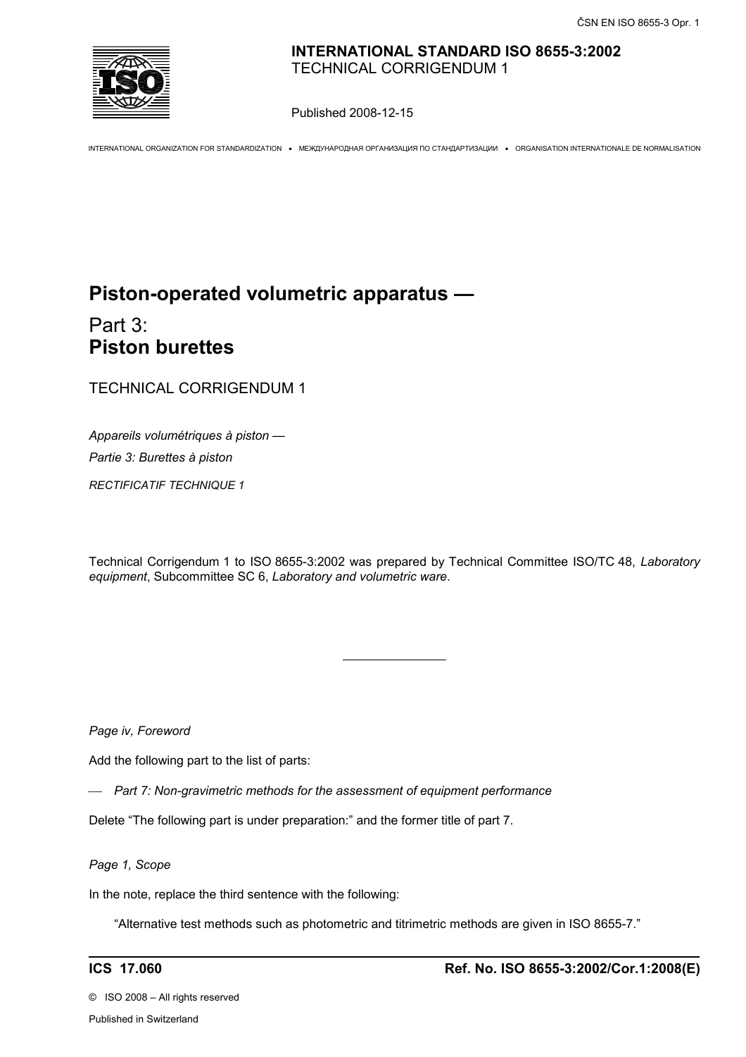**INTERNATIONAL STANDARD ISO 8655-3:2002**
TECHNICAL CORRIGENDUM 1

Published 2008-12-15

INTERNATIONAL ORGANIZATION FOR STANDARDIZATION • МЕЖДУНАРОДНАЯ ОРГАНИЗАЦИЯ ПО СТАНДАРТИЗАЦИИ • ORGANISATION INTERNATIONALE DE NORMALISATION

# Piston-operated volumetric apparatus —

## Part 3: **Piston burettes**

TECHNICAL CORRIGENDUM 1

*Appareils volumétriques à piston —*

*Partie 3: Burettes à piston*

*RECTIFICATIF TECHNIQUE 1*

Technical Corrigendum 1 to ISO 8655-3:2002 was prepared by Technical Committee ISO/TC 48, *Laboratory equipment*, Subcommittee SC 6, *Laboratory and volumetric ware*.

---

*Page iv, Foreword*

Add the following part to the list of parts:

— *Part 7: Non-gravimetric methods for the assessment of equipment performance*

Delete "The following part is under preparation:" and the former title of part 7.

*Page 1, Scope*

In the note, replace the third sentence with the following:

"Alternative test methods such as photometric and titrimetric methods are given in ISO 8655-7."

**ICS 17.060** **Ref. No. ISO 8655-3:2002/Cor.1:2008(E)**

© ISO 2008 – All rights reserved

Published in Switzerland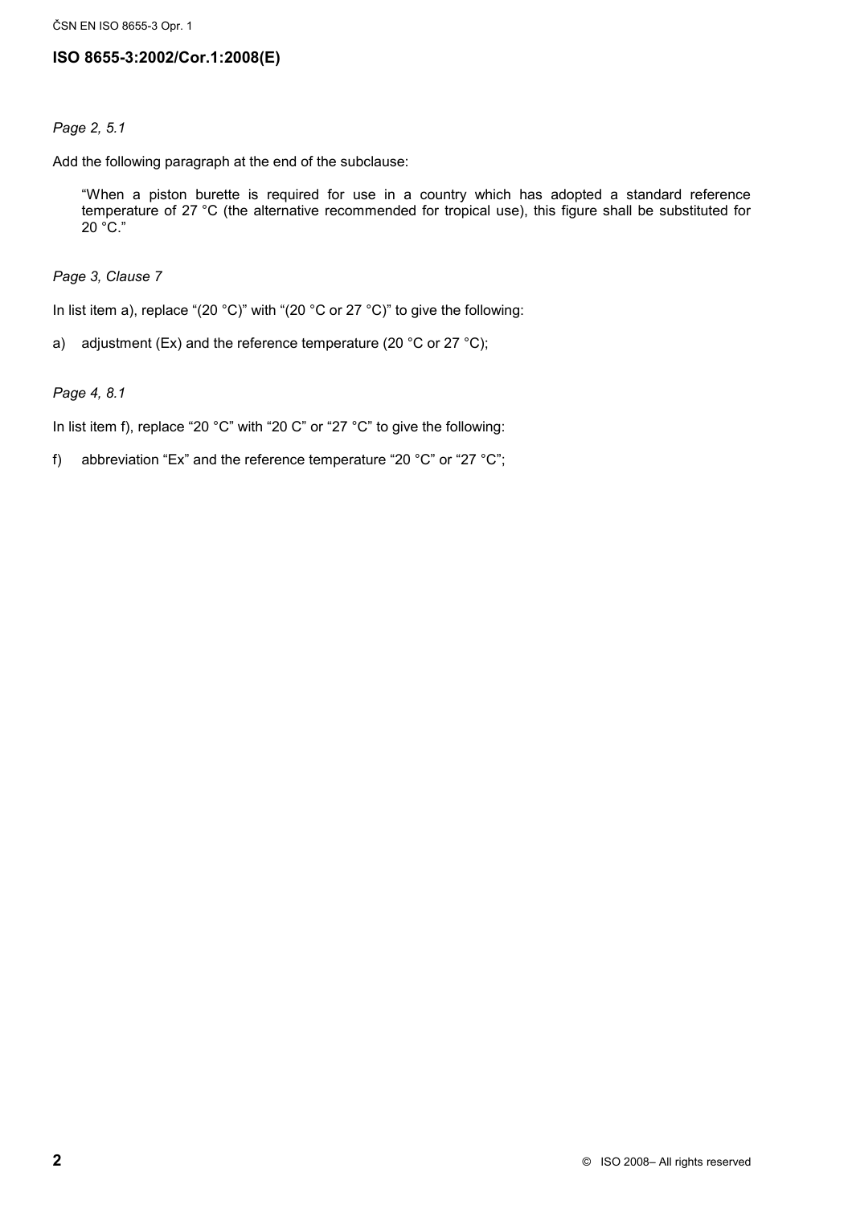## ISO 8655-3:2002/Cor.1:2008(E)

*Page 2, 5.1*

Add the following paragraph at the end of the subclause:

> "When a piston burette is required for use in a country which has adopted a standard reference temperature of 27 °C (the alternative recommended for tropical use), this figure shall be substituted for 20 °C."

*Page 3, Clause 7*

In list item a), replace "(20 °C)" with "(20 °C or 27 °C)" to give the following:

a) adjustment (Ex) and the reference temperature (20 °C or 27 °C);

*Page 4, 8.1*

In list item f), replace "20 °C" with "20 C" or "27 °C" to give the following:

f) abbreviation "Ex" and the reference temperature "20 °C" or "27 °C";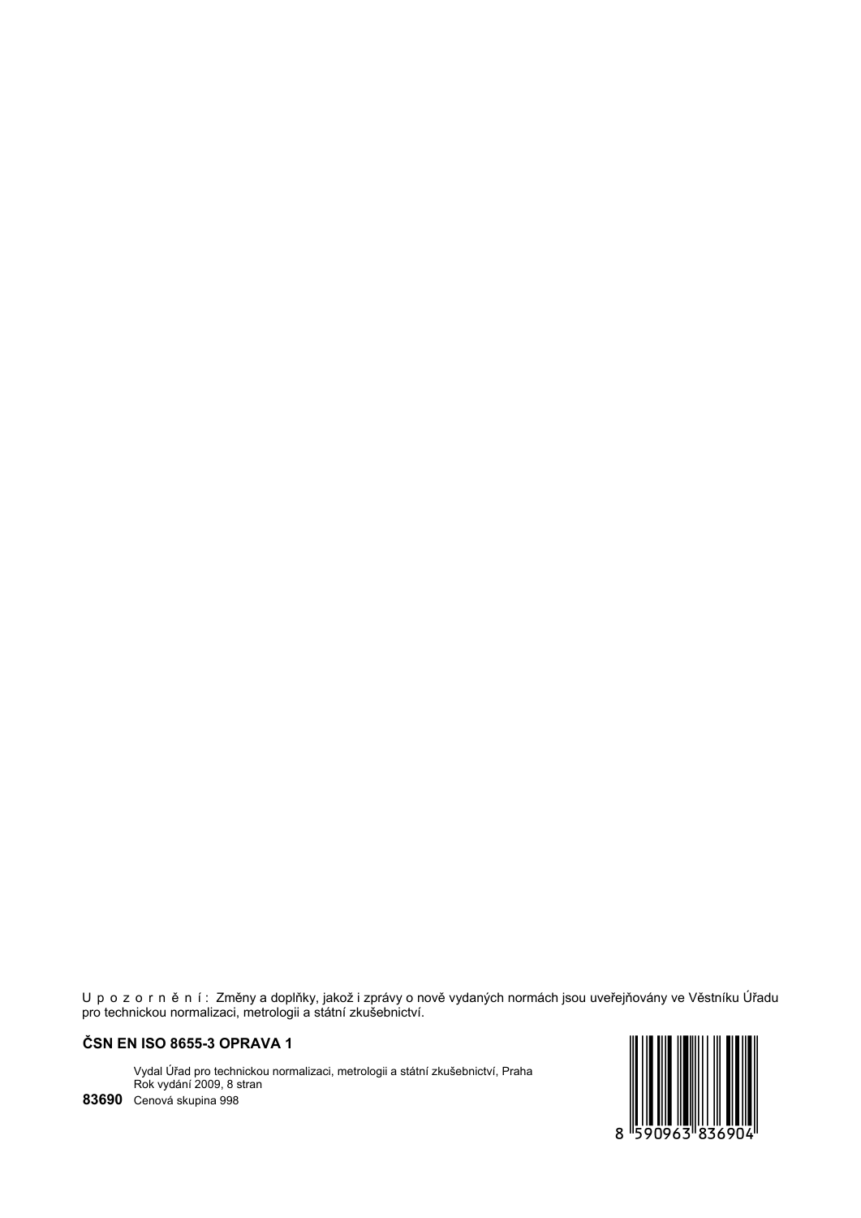U p o z o r n ě n í : Změny a doplňky, jakož i zprávy o nově vydaných normách jsou uveřejňovány ve Věstníku Úřadu pro technickou normalizaci, metrologii a státní zkušebnictví.

**ČSN EN ISO 8655-3 OPRAVA 1**

Vydal Úřad pro technickou normalizaci, metrologii a státní zkušebnictví, Praha
Rok vydání 2009, 8 stran

**83690** Cenová skupina 998

8 590963 836904